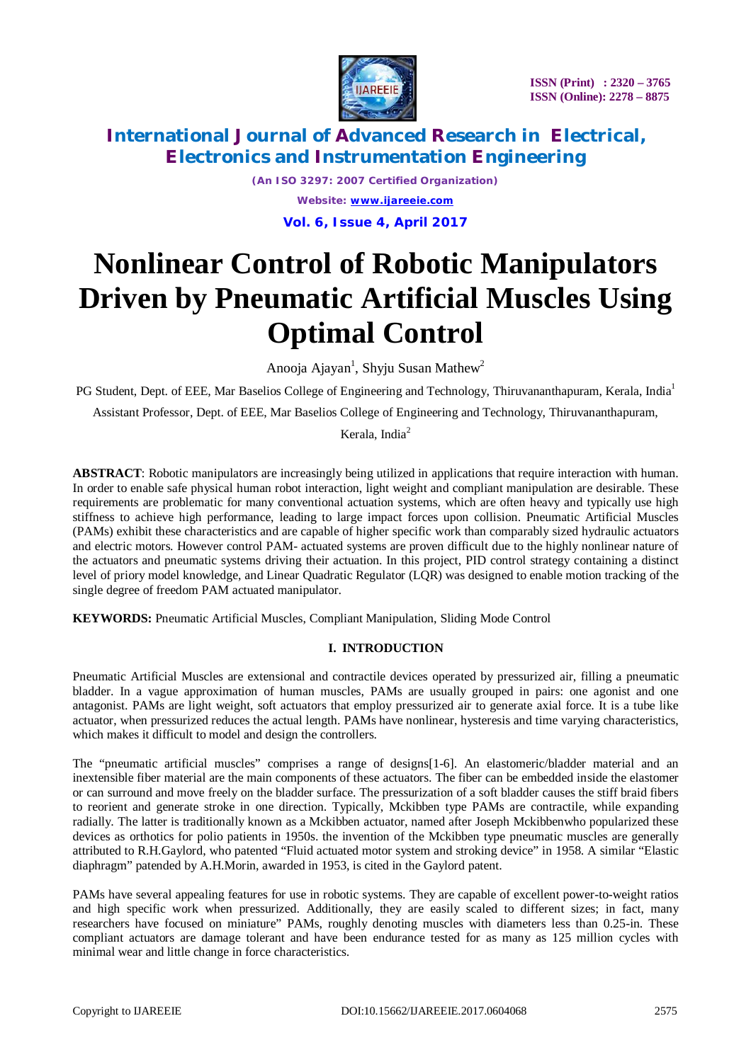# Nonlinear Control of Robotic Manipulators Driven by Pneumatic Artificial Muscles Using Optimal Control

Anooja Ajayan[1], Shyju Susan Mathew[2]

PG Student, Dept. of EEE, Mar Baselios College of Engineering and Technology, Thiruvananthapuram, Kerala, India[1]

Assistant Professor, Dept. of EEE, Mar Baselios College of Engineering and Technology, Thiruvananthapuram, Kerala, India[2]

**ABSTRACT**: Robotic manipulators are increasingly being utilized in applications that require interaction with human. In order to enable safe physical human robot interaction, light weight and compliant manipulation are desirable. These requirements are problematic for many conventional actuation systems, which are often heavy and typically use high stiffness to achieve high performance, leading to large impact forces upon collision. Pneumatic Artificial Muscles (PAMs) exhibit these characteristics and are capable of higher specific work than comparably sized hydraulic actuators and electric motors. However control PAM- actuated systems are proven difficult due to the highly nonlinear nature of the actuators and pneumatic systems driving their actuation. In this project, PID control strategy containing a distinct level of priory model knowledge, and Linear Quadratic Regulator (LQR) was designed to enable motion tracking of the single degree of freedom PAM actuated manipulator.

**KEYWORDS:** Pneumatic Artificial Muscles, Compliant Manipulation, Sliding Mode Control

## I. INTRODUCTION

Pneumatic Artificial Muscles are extensional and contractile devices operated by pressurized air, filling a pneumatic bladder. In a vague approximation of human muscles, PAMs are usually grouped in pairs: one agonist and one antagonist. PAMs are light weight, soft actuators that employ pressurized air to generate axial force. It is a tube like actuator, when pressurized reduces the actual length. PAMs have nonlinear, hysteresis and time varying characteristics, which makes it difficult to model and design the controllers.

The "pneumatic artificial muscles" comprises a range of designs[1-6]. An elastomeric/bladder material and an inextensible fiber material are the main components of these actuators. The fiber can be embedded inside the elastomer or can surround and move freely on the bladder surface. The pressurization of a soft bladder causes the stiff braid fibers to reorient and generate stroke in one direction. Typically, Mckibben type PAMs are contractile, while expanding radially. The latter is traditionally known as a Mckibben actuator, named after Joseph Mckibbenwho popularized these devices as orthotics for polio patients in 1950s. the invention of the Mckibben type pneumatic muscles are generally attributed to R.H.Gaylord, who patented "Fluid actuated motor system and stroking device" in 1958. A similar "Elastic diaphragm" patended by A.H.Morin, awarded in 1953, is cited in the Gaylord patent.

PAMs have several appealing features for use in robotic systems. They are capable of excellent power-to-weight ratios and high specific work when pressurized. Additionally, they are easily scaled to different sizes; in fact, many researchers have focused on miniature" PAMs, roughly denoting muscles with diameters less than 0.25-in. These compliant actuators are damage tolerant and have been endurance tested for as many as 125 million cycles with minimal wear and little change in force characteristics.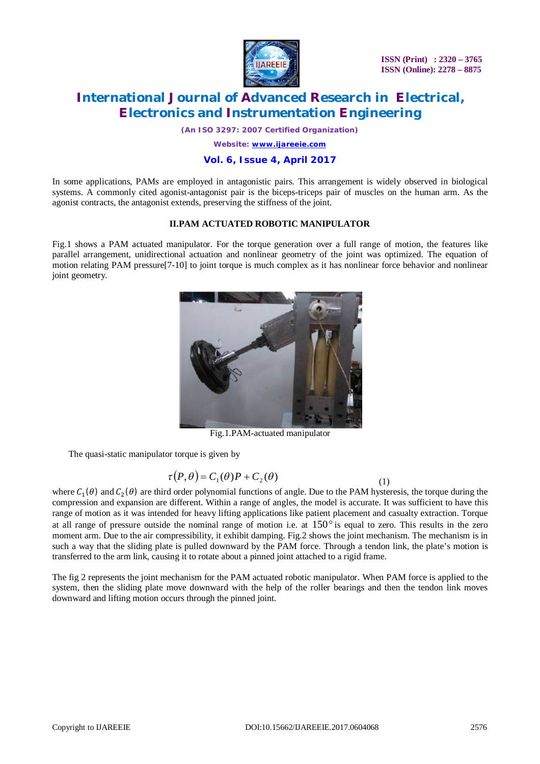In some applications, PAMs are employed in antagonistic pairs. This arrangement is widely observed in biological systems. A commonly cited agonist-antagonist pair is the biceps-triceps pair of muscles on the human arm. As the agonist contracts, the antagonist extends, preserving the stiffness of the joint.

## II.PAM ACTUATED ROBOTIC MANIPULATOR

Fig.1 shows a PAM actuated manipulator. For the torque generation over a full range of motion, the features like parallel arrangement, unidirectional actuation and nonlinear geometry of the joint was optimized. The equation of motion relating PAM pressure[7-10] to joint torque is much complex as it has nonlinear force behavior and nonlinear joint geometry.

Fig.1.PAM-actuated manipulator

The quasi-static manipulator torque is given by

$$\tau(P,\theta) = C_1(\theta)P + C_2(\theta) \tag{1}$$

where $C_1(\theta)$ and $C_2(\theta)$ are third order polynomial functions of angle. Due to the PAM hysteresis, the torque during the compression and expansion are different. Within a range of angles, the model is accurate. It was sufficient to have this range of motion as it was intended for heavy lifting applications like patient placement and casualty extraction. Torque at all range of pressure outside the nominal range of motion i.e. at $150°$ is equal to zero. This results in the zero moment arm. Due to the air compressibility, it exhibit damping. Fig.2 shows the joint mechanism. The mechanism is in such a way that the sliding plate is pulled downward by the PAM force. Through a tendon link, the plate's motion is transferred to the arm link, causing it to rotate about a pinned joint attached to a rigid frame.

The fig 2 represents the joint mechanism for the PAM actuated robotic manipulator. When PAM force is applied to the system, then the sliding plate move downward with the help of the roller bearings and then the tendon link moves downward and lifting motion occurs through the pinned joint.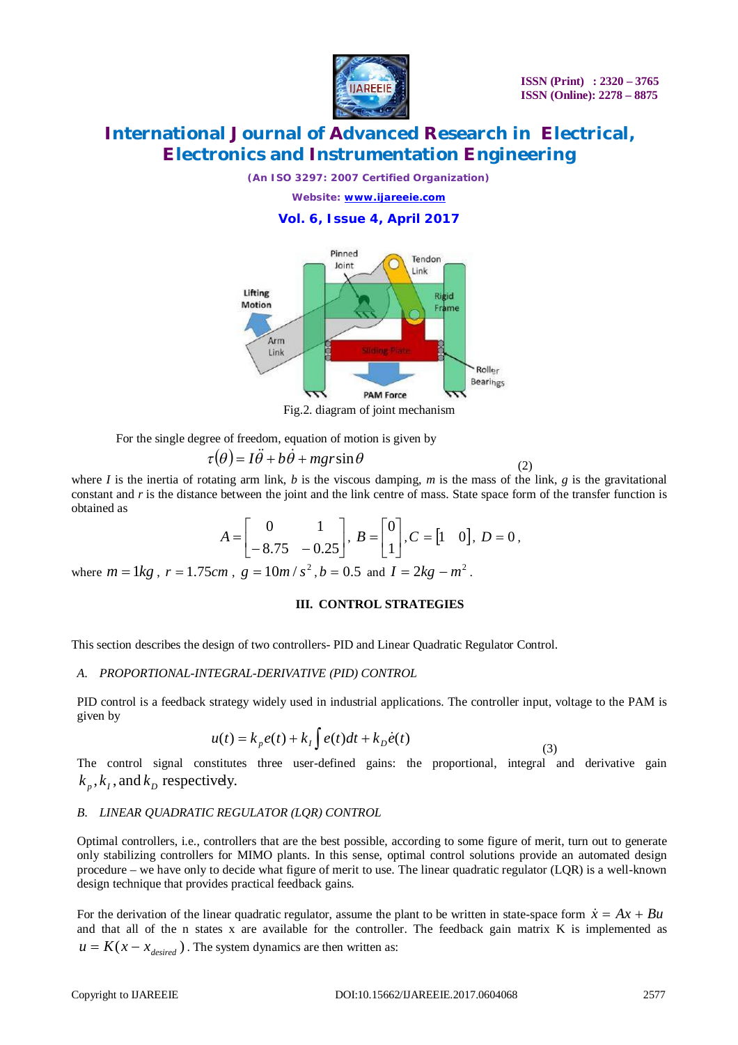Fig.2. diagram of joint mechanism

For the single degree of freedom, equation of motion is given by

$$\tau(\theta) = I\ddot{\theta} + b\dot{\theta} + mgr\sin\theta \tag{2}$$

where $I$ is the inertia of rotating arm link, $b$ is the viscous damping, $m$ is the mass of the link, $g$ is the gravitational constant and $r$ is the distance between the joint and the link centre of mass. State space form of the transfer function is obtained as

$$A = \begin{bmatrix} 0 & 1 \\ -8.75 & -0.25 \end{bmatrix},\ B = \begin{bmatrix} 0 \\ 1 \end{bmatrix}, C = \begin{bmatrix} 1 & 0 \end{bmatrix},\ D = 0,$$

where $m = 1kg$, $r = 1.75cm$, $g = 10m/s^2$, $b = 0.5$ and $I = 2kg - m^2$.

## III. CONTROL STRATEGIES

This section describes the design of two controllers- PID and Linear Quadratic Regulator Control.

### *A. PROPORTIONAL-INTEGRAL-DERIVATIVE (PID) CONTROL*

PID control is a feedback strategy widely used in industrial applications. The controller input, voltage to the PAM is given by

$$u(t) = k_p e(t) + k_I \int e(t)dt + k_D \dot{e}(t) \tag{3}$$

The control signal constitutes three user-defined gains: the proportional, integral and derivative gain $k_p, k_I$, and $k_D$ respectively.

### *B. LINEAR QUADRATIC REGULATOR (LQR) CONTROL*

Optimal controllers, i.e., controllers that are the best possible, according to some figure of merit, turn out to generate only stabilizing controllers for MIMO plants. In this sense, optimal control solutions provide an automated design procedure – we have only to decide what figure of merit to use. The linear quadratic regulator (LQR) is a well-known design technique that provides practical feedback gains.

For the derivation of the linear quadratic regulator, assume the plant to be written in state-space form $\dot{x} = Ax + Bu$ and that all of the n states x are available for the controller. The feedback gain matrix K is implemented as $u = K(x - x_{desired})$. The system dynamics are then written as: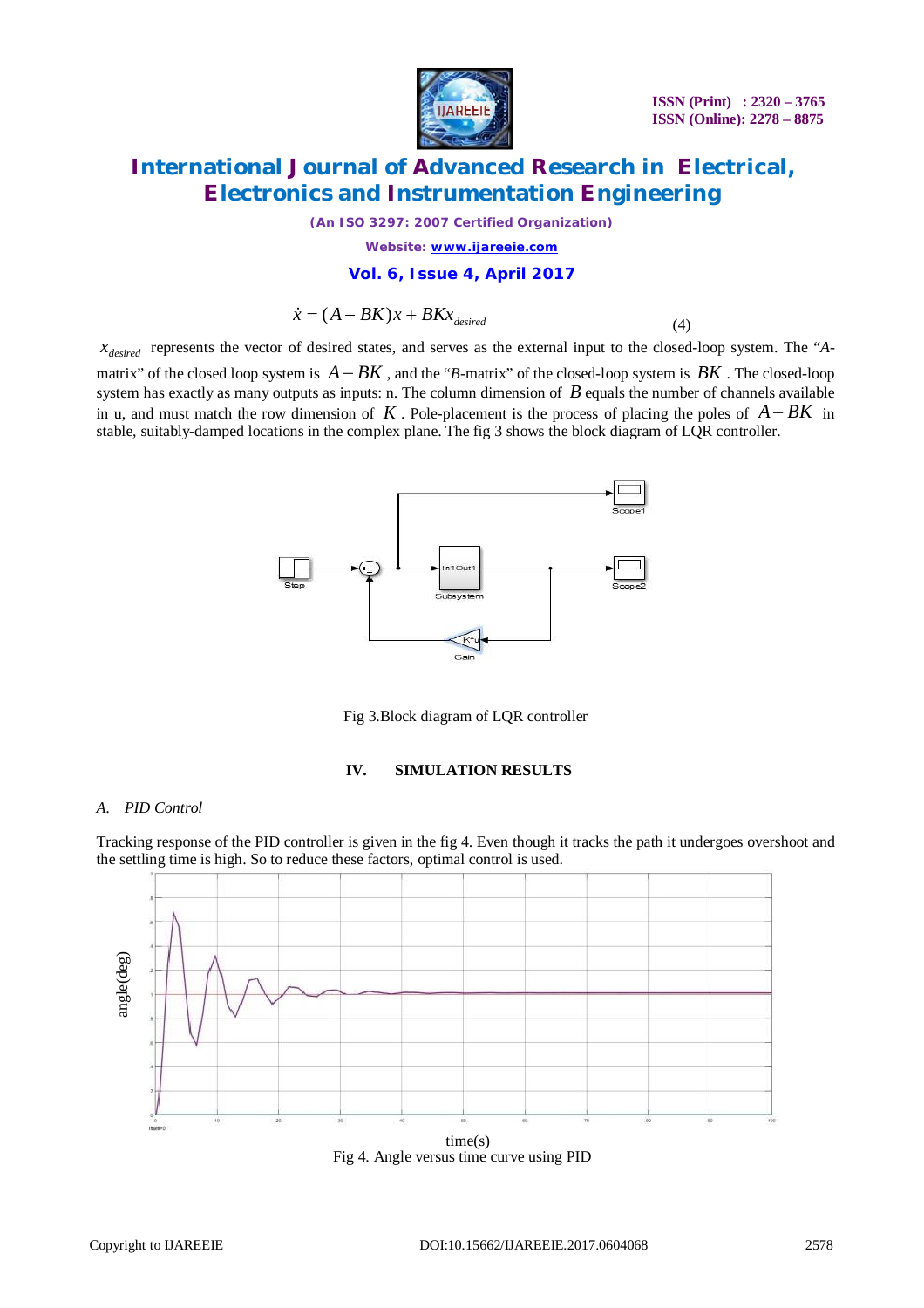$$\dot{x} = (A - BK)x + BKx_{desired} \quad (4)$$

$x_{desired}$ represents the vector of desired states, and serves as the external input to the closed-loop system. The "*A*-matrix" of the closed loop system is $A - BK$, and the "*B*-matrix" of the closed-loop system is $BK$. The closed-loop system has exactly as many outputs as inputs: n. The column dimension of $B$ equals the number of channels available in u, and must match the row dimension of $K$. Pole-placement is the process of placing the poles of $A - BK$ in stable, suitably-damped locations in the complex plane. The fig 3 shows the block diagram of LQR controller.

Fig 3.Block diagram of LQR controller

## IV. SIMULATION RESULTS

### *A. PID Control*

Tracking response of the PID controller is given in the fig 4. Even though it tracks the path it undergoes overshoot and the settling time is high. So to reduce these factors, optimal control is used.

Fig 4. Angle versus time curve using PID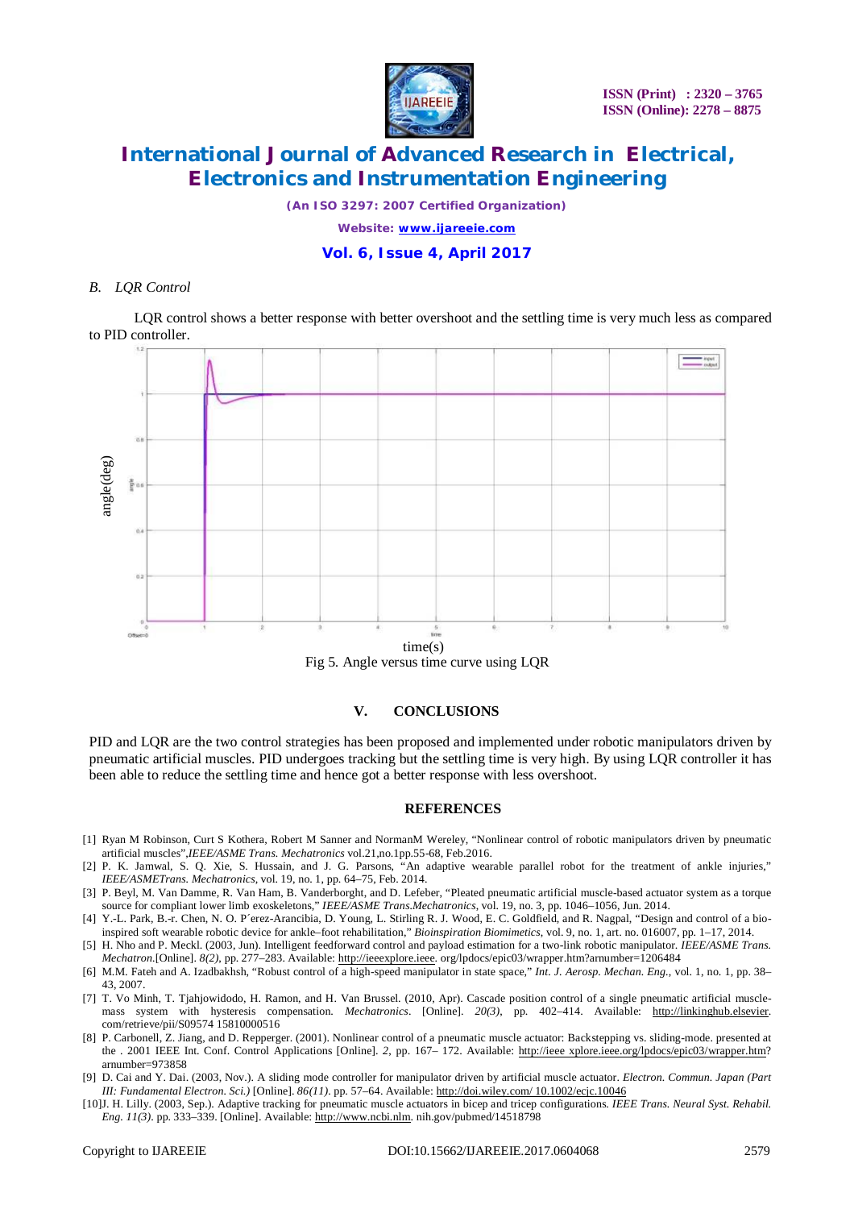*B. LQR Control*

LQR control shows a better response with better overshoot and the settling time is very much less as compared to PID controller.

Fig 5. Angle versus time curve using LQR

## V. CONCLUSIONS

PID and LQR are the two control strategies has been proposed and implemented under robotic manipulators driven by pneumatic artificial muscles. PID undergoes tracking but the settling time is very high. By using LQR controller it has been able to reduce the settling time and hence got a better response with less overshoot.

## REFERENCES

[1] Ryan M Robinson, Curt S Kothera, Robert M Sanner and NormanM Wereley, "Nonlinear control of robotic manipulators driven by pneumatic artificial muscles",*IEEE/ASME Trans. Mechatronics* vol.21,no.1pp.55-68, Feb.2016.

[2] P. K. Jamwal, S. Q. Xie, S. Hussain, and J. G. Parsons, "An adaptive wearable parallel robot for the treatment of ankle injuries," *IEEE/ASMETrans. Mechatronics*, vol. 19, no. 1, pp. 64–75, Feb. 2014.

[3] P. Beyl, M. Van Damme, R. Van Ham, B. Vanderborght, and D. Lefeber, "Pleated pneumatic artificial muscle-based actuator system as a torque source for compliant lower limb exoskeletons," *IEEE/ASME Trans.Mechatronics*, vol. 19, no. 3, pp. 1046–1056, Jun. 2014.

[4] Y.-L. Park, B.-r. Chen, N. O. P´erez-Arancibia, D. Young, L. Stirling R. J. Wood, E. C. Goldfield, and R. Nagpal, "Design and control of a bio-inspired soft wearable robotic device for ankle–foot rehabilitation," *Bioinspiration Biomimetics*, vol. 9, no. 1, art. no. 016007, pp. 1–17, 2014.

[5] H. Nho and P. Meckl. (2003, Jun). Intelligent feedforward control and payload estimation for a two-link robotic manipulator. *IEEE/ASME Trans. Mechatron.*[Online]. *8(2)*, pp. 277–283. Available: http://ieeexplore.ieee. org/lpdocs/epic03/wrapper.htm?arnumber=1206484

[6] M.M. Fateh and A. Izadbakhsh, "Robust control of a high-speed manipulator in state space," *Int. J. Aerosp. Mechan. Eng.*, vol. 1, no. 1, pp. 38–43, 2007.

[7] T. Vo Minh, T. Tjahjowidodo, H. Ramon, and H. Van Brussel. (2010, Apr). Cascade position control of a single pneumatic artificial muscle-mass system with hysteresis compensation. *Mechatronics*. [Online]. *20(3)*, pp. 402–414. Available: http://linkinghub.elsevier. com/retrieve/pii/S09574 15810000516

[8] P. Carbonell, Z. Jiang, and D. Repperger. (2001). Nonlinear control of a pneumatic muscle actuator: Backstepping vs. sliding-mode. presented at the . 2001 IEEE Int. Conf. Control Applications [Online]. *2*, pp. 167– 172. Available: http://ieee xplore.ieee.org/lpdocs/epic03/wrapper.htm?arnumber=973858

[9] D. Cai and Y. Dai. (2003, Nov.). A sliding mode controller for manipulator driven by artificial muscle actuator. *Electron. Commun. Japan (Part III: Fundamental Electron. Sci.)* [Online]. *86(11)*. pp. 57–64. Available: http://doi.wiley.com/ 10.1002/ecjc.10046

[10]J. H. Lilly. (2003, Sep.). Adaptive tracking for pneumatic muscle actuators in bicep and tricep configurations. *IEEE Trans. Neural Syst. Rehabil. Eng. 11(3)*. pp. 333–339. [Online]. Available: http://www.ncbi.nlm. nih.gov/pubmed/14518798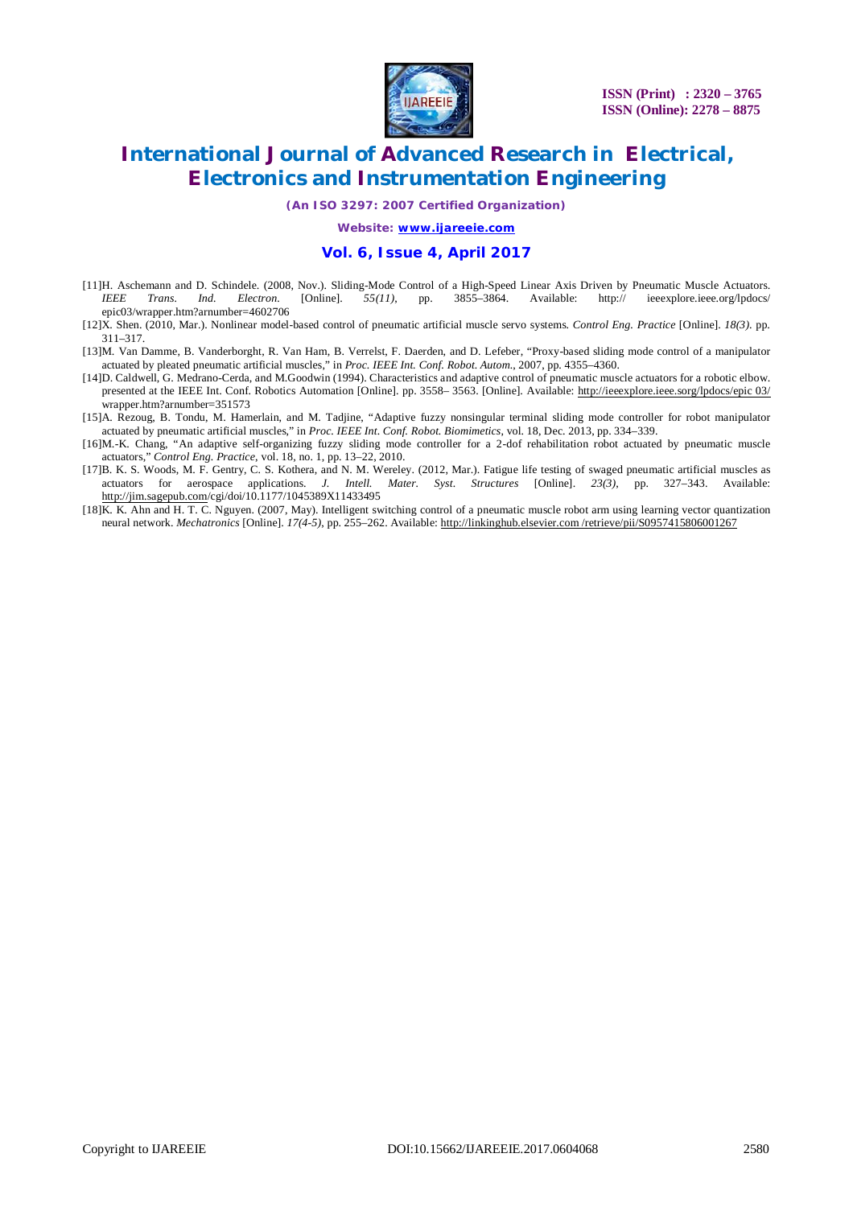[11]H. Aschemann and D. Schindele. (2008, Nov.). Sliding-Mode Control of a High-Speed Linear Axis Driven by Pneumatic Muscle Actuators. *IEEE Trans. Ind. Electron.* [Online]. *55(11)*, pp. 3855–3864. Available: http:// ieeexplore.ieee.org/lpdocs/ epic03/wrapper.htm?arnumber=4602706

[12]X. Shen. (2010, Mar.). Nonlinear model-based control of pneumatic artificial muscle servo systems. *Control Eng. Practice* [Online]. *18(3)*. pp. 311–317.

[13]M. Van Damme, B. Vanderborght, R. Van Ham, B. Verrelst, F. Daerden, and D. Lefeber, "Proxy-based sliding mode control of a manipulator actuated by pleated pneumatic artificial muscles," in *Proc. IEEE Int. Conf. Robot. Autom.*, 2007, pp. 4355–4360.

[14]D. Caldwell, G. Medrano-Cerda, and M.Goodwin (1994). Characteristics and adaptive control of pneumatic muscle actuators for a robotic elbow. presented at the IEEE Int. Conf. Robotics Automation [Online]. pp. 3558– 3563. [Online]. Available: http://ieeexplore.ieee.sorg/lpdocs/epic 03/ wrapper.htm?arnumber=351573

[15]A. Rezoug, B. Tondu, M. Hamerlain, and M. Tadjine, "Adaptive fuzzy nonsingular terminal sliding mode controller for robot manipulator actuated by pneumatic artificial muscles," in *Proc. IEEE Int. Conf. Robot. Biomimetics*, vol. 18, Dec. 2013, pp. 334–339.

[16]M.-K. Chang, "An adaptive self-organizing fuzzy sliding mode controller for a 2-dof rehabilitation robot actuated by pneumatic muscle actuators," *Control Eng. Practice*, vol. 18, no. 1, pp. 13–22, 2010.

[17]B. K. S. Woods, M. F. Gentry, C. S. Kothera, and N. M. Wereley. (2012, Mar.). Fatigue life testing of swaged pneumatic artificial muscles as actuators for aerospace applications. *J. Intell. Mater. Syst. Structures* [Online]. *23(3)*, pp. 327–343. Available: http://jim.sagepub.com/cgi/doi/10.1177/1045389X11433495

[18]K. K. Ahn and H. T. C. Nguyen. (2007, May). Intelligent switching control of a pneumatic muscle robot arm using learning vector quantization neural network. *Mechatronics* [Online]. *17(4-5)*, pp. 255–262. Available: http://linkinghub.elsevier.com /retrieve/pii/S0957415806001267